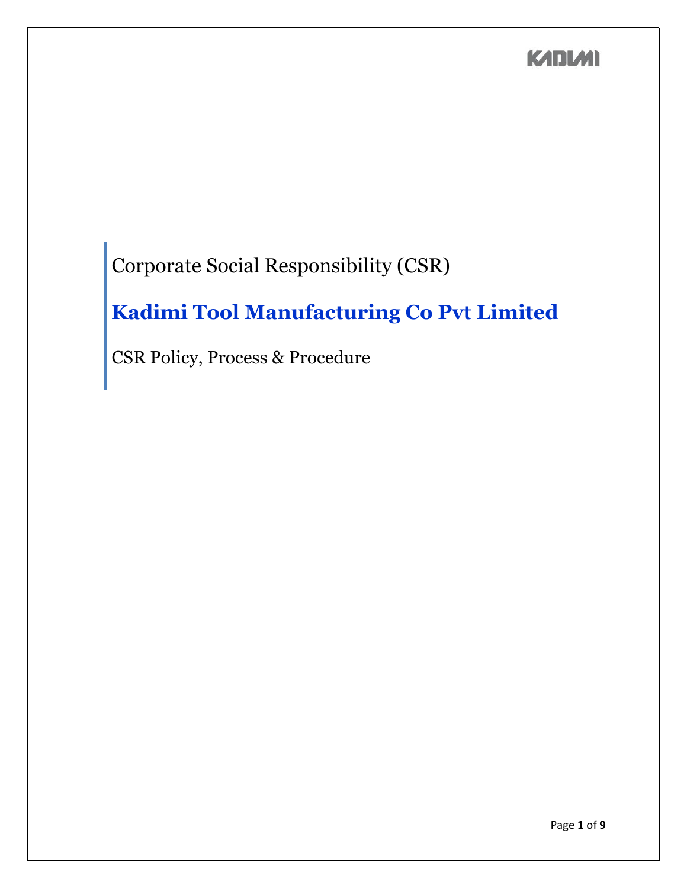KADIMI

Corporate Social Responsibility (CSR)

# Kadimi Tool Manufacturing Co Pvt Limited

CSR Policy, Process & Procedure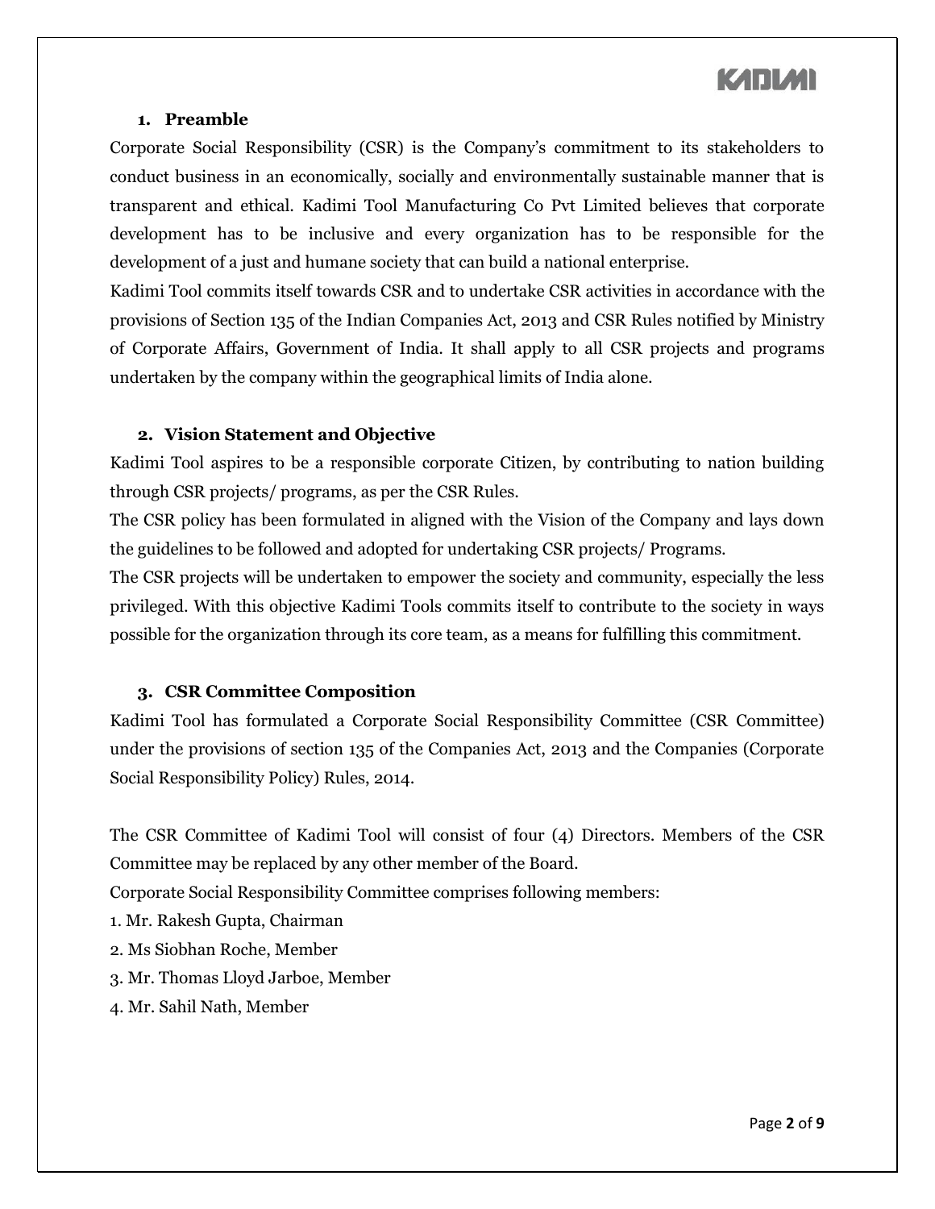## 1. Preamble

Corporate Social Responsibility (CSR) is the Company's commitment to its stakeholders to conduct business in an economically, socially and environmentally sustainable manner that is transparent and ethical. Kadimi Tool Manufacturing Co Pvt Limited believes that corporate development has to be inclusive and every organization has to be responsible for the development of a just and humane society that can build a national enterprise.

Kadimi Tool commits itself towards CSR and to undertake CSR activities in accordance with the provisions of Section 135 of the Indian Companies Act, 2013 and CSR Rules notified by Ministry of Corporate Affairs, Government of India. It shall apply to all CSR projects and programs undertaken by the company within the geographical limits of India alone.

## 2. Vision Statement and Objective

Kadimi Tool aspires to be a responsible corporate Citizen, by contributing to nation building through CSR projects/ programs, as per the CSR Rules.

The CSR policy has been formulated in aligned with the Vision of the Company and lays down the guidelines to be followed and adopted for undertaking CSR projects/ Programs.

The CSR projects will be undertaken to empower the society and community, especially the less privileged. With this objective Kadimi Tools commits itself to contribute to the society in ways possible for the organization through its core team, as a means for fulfilling this commitment.

## 3. CSR Committee Composition

Kadimi Tool has formulated a Corporate Social Responsibility Committee (CSR Committee) under the provisions of section 135 of the Companies Act, 2013 and the Companies (Corporate Social Responsibility Policy) Rules, 2014.

The CSR Committee of Kadimi Tool will consist of four (4) Directors. Members of the CSR Committee may be replaced by any other member of the Board.

Corporate Social Responsibility Committee comprises following members:

1. Mr. Rakesh Gupta, Chairman
2. Ms Siobhan Roche, Member
3. Mr. Thomas Lloyd Jarboe, Member
4. Mr. Sahil Nath, Member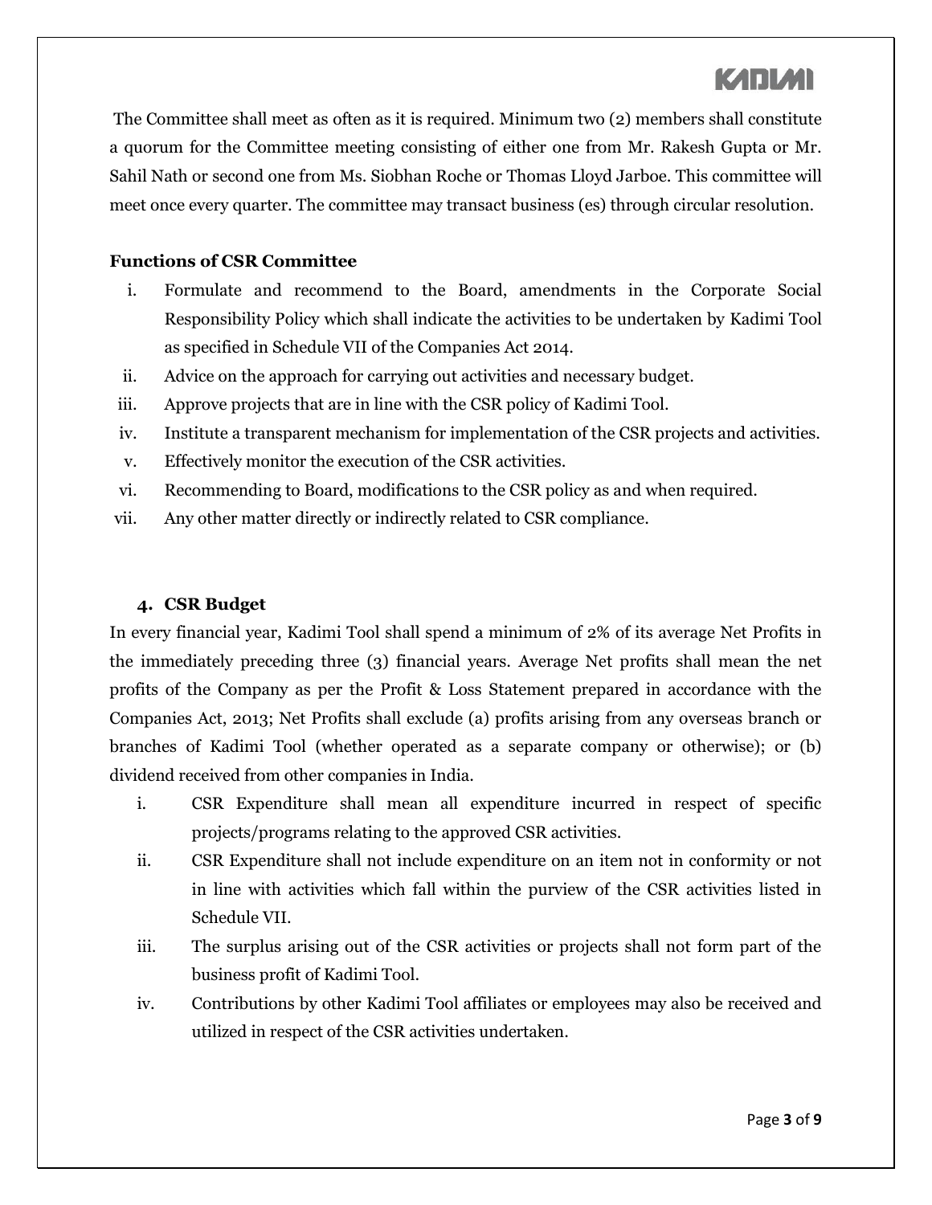The Committee shall meet as often as it is required. Minimum two (2) members shall constitute a quorum for the Committee meeting consisting of either one from Mr. Rakesh Gupta or Mr. Sahil Nath or second one from Ms. Siobhan Roche or Thomas Lloyd Jarboe. This committee will meet once every quarter. The committee may transact business (es) through circular resolution.

**Functions of CSR Committee**

i. Formulate and recommend to the Board, amendments in the Corporate Social Responsibility Policy which shall indicate the activities to be undertaken by Kadimi Tool as specified in Schedule VII of the Companies Act 2014.
ii. Advice on the approach for carrying out activities and necessary budget.
iii. Approve projects that are in line with the CSR policy of Kadimi Tool.
iv. Institute a transparent mechanism for implementation of the CSR projects and activities.
v. Effectively monitor the execution of the CSR activities.
vi. Recommending to Board, modifications to the CSR policy as and when required.
vii. Any other matter directly or indirectly related to CSR compliance.

### 4. CSR Budget

In every financial year, Kadimi Tool shall spend a minimum of 2% of its average Net Profits in the immediately preceding three (3) financial years. Average Net profits shall mean the net profits of the Company as per the Profit & Loss Statement prepared in accordance with the Companies Act, 2013; Net Profits shall exclude (a) profits arising from any overseas branch or branches of Kadimi Tool (whether operated as a separate company or otherwise); or (b) dividend received from other companies in India.

i. CSR Expenditure shall mean all expenditure incurred in respect of specific projects/programs relating to the approved CSR activities.
ii. CSR Expenditure shall not include expenditure on an item not in conformity or not in line with activities which fall within the purview of the CSR activities listed in Schedule VII.
iii. The surplus arising out of the CSR activities or projects shall not form part of the business profit of Kadimi Tool.
iv. Contributions by other Kadimi Tool affiliates or employees may also be received and utilized in respect of the CSR activities undertaken.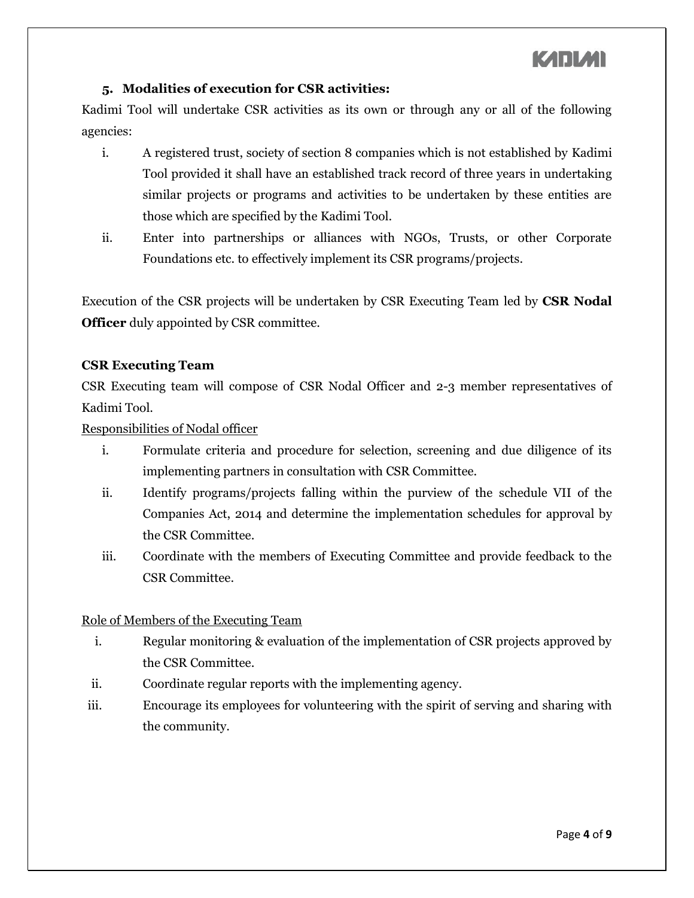### 5. Modalities of execution for CSR activities:

Kadimi Tool will undertake CSR activities as its own or through any or all of the following agencies:

i. A registered trust, society of section 8 companies which is not established by Kadimi Tool provided it shall have an established track record of three years in undertaking similar projects or programs and activities to be undertaken by these entities are those which are specified by the Kadimi Tool.

ii. Enter into partnerships or alliances with NGOs, Trusts, or other Corporate Foundations etc. to effectively implement its CSR programs/projects.

Execution of the CSR projects will be undertaken by CSR Executing Team led by **CSR Nodal Officer** duly appointed by CSR committee.

**CSR Executing Team**

CSR Executing team will compose of CSR Nodal Officer and 2-3 member representatives of Kadimi Tool.

<u>Responsibilities of Nodal officer</u>

i. Formulate criteria and procedure for selection, screening and due diligence of its implementing partners in consultation with CSR Committee.

ii. Identify programs/projects falling within the purview of the schedule VII of the Companies Act, 2014 and determine the implementation schedules for approval by the CSR Committee.

iii. Coordinate with the members of Executing Committee and provide feedback to the CSR Committee.

<u>Role of Members of the Executing Team</u>

i. Regular monitoring & evaluation of the implementation of CSR projects approved by the CSR Committee.

ii. Coordinate regular reports with the implementing agency.

iii. Encourage its employees for volunteering with the spirit of serving and sharing with the community.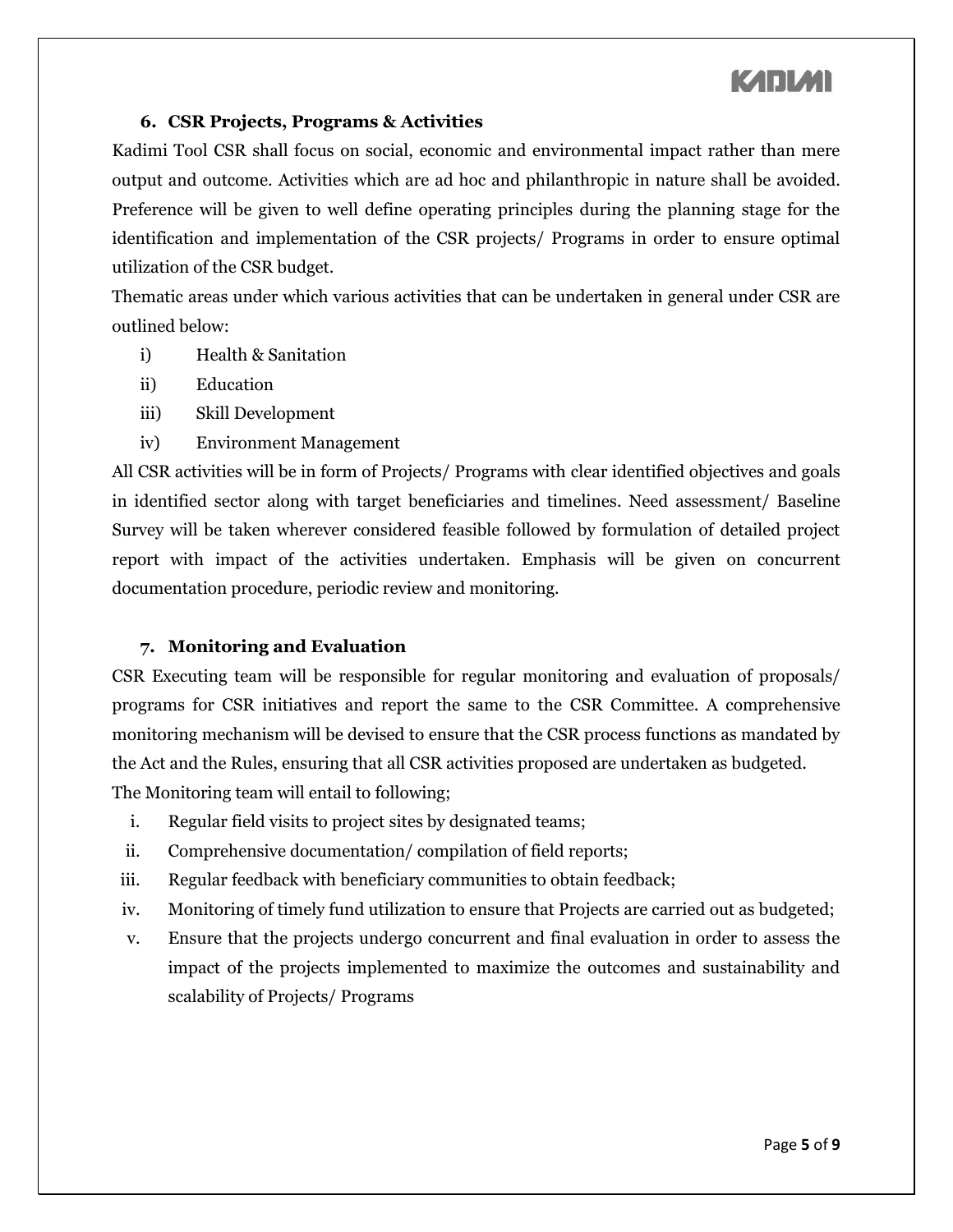### 6. CSR Projects, Programs & Activities

Kadimi Tool CSR shall focus on social, economic and environmental impact rather than mere output and outcome. Activities which are ad hoc and philanthropic in nature shall be avoided. Preference will be given to well define operating principles during the planning stage for the identification and implementation of the CSR projects/ Programs in order to ensure optimal utilization of the CSR budget.

Thematic areas under which various activities that can be undertaken in general under CSR are outlined below:

- i) Health & Sanitation
- ii) Education
- iii) Skill Development
- iv) Environment Management

All CSR activities will be in form of Projects/ Programs with clear identified objectives and goals in identified sector along with target beneficiaries and timelines. Need assessment/ Baseline Survey will be taken wherever considered feasible followed by formulation of detailed project report with impact of the activities undertaken. Emphasis will be given on concurrent documentation procedure, periodic review and monitoring.

### 7. Monitoring and Evaluation

CSR Executing team will be responsible for regular monitoring and evaluation of proposals/ programs for CSR initiatives and report the same to the CSR Committee. A comprehensive monitoring mechanism will be devised to ensure that the CSR process functions as mandated by the Act and the Rules, ensuring that all CSR activities proposed are undertaken as budgeted.

The Monitoring team will entail to following;

- i. Regular field visits to project sites by designated teams;
- ii. Comprehensive documentation/ compilation of field reports;
- iii. Regular feedback with beneficiary communities to obtain feedback;
- iv. Monitoring of timely fund utilization to ensure that Projects are carried out as budgeted;
- v. Ensure that the projects undergo concurrent and final evaluation in order to assess the impact of the projects implemented to maximize the outcomes and sustainability and scalability of Projects/ Programs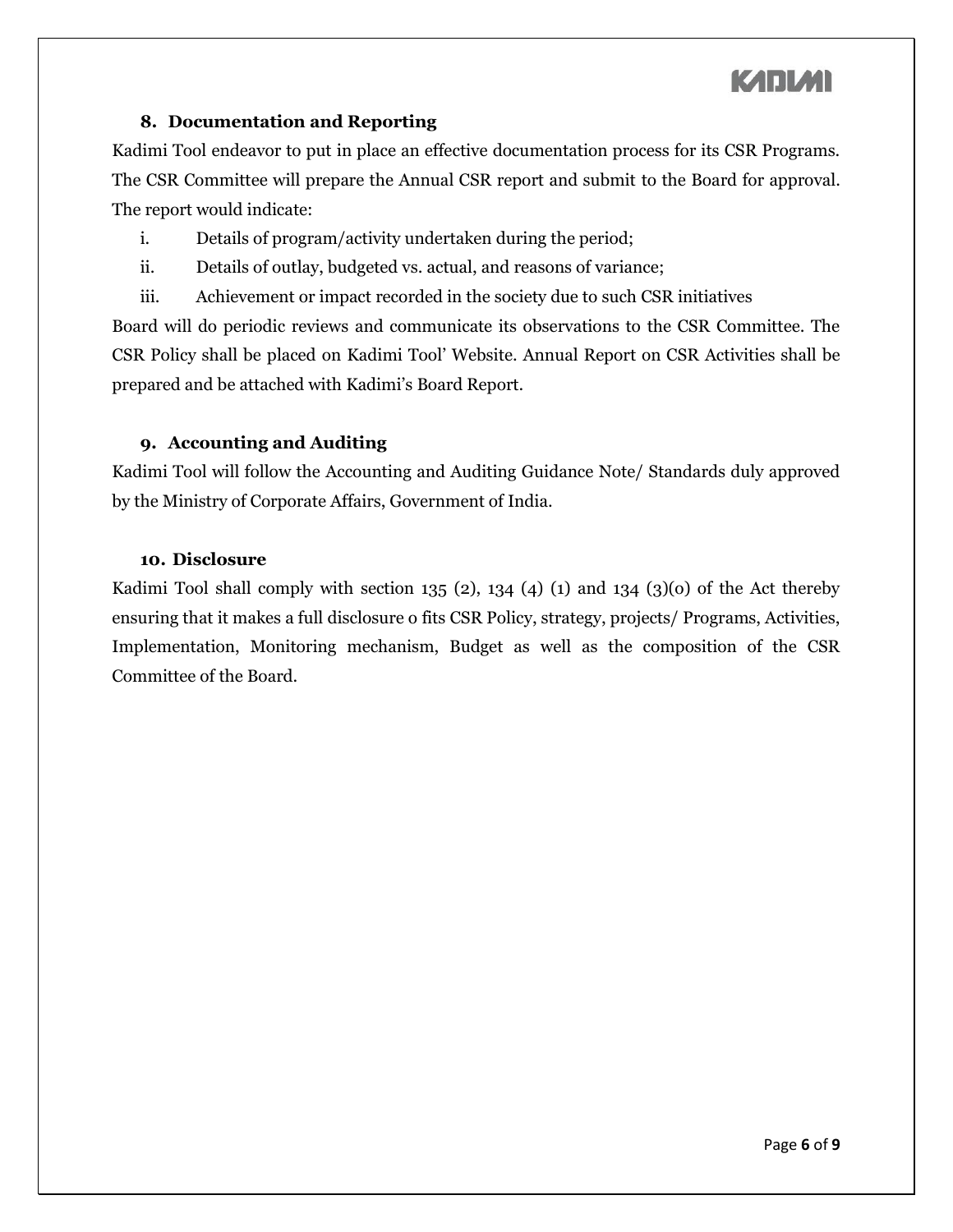## 8. Documentation and Reporting

Kadimi Tool endeavor to put in place an effective documentation process for its CSR Programs. The CSR Committee will prepare the Annual CSR report and submit to the Board for approval. The report would indicate:

i. Details of program/activity undertaken during the period;

ii. Details of outlay, budgeted vs. actual, and reasons of variance;

iii. Achievement or impact recorded in the society due to such CSR initiatives

Board will do periodic reviews and communicate its observations to the CSR Committee. The CSR Policy shall be placed on Kadimi Tool' Website. Annual Report on CSR Activities shall be prepared and be attached with Kadimi's Board Report.

## 9. Accounting and Auditing

Kadimi Tool will follow the Accounting and Auditing Guidance Note/ Standards duly approved by the Ministry of Corporate Affairs, Government of India.

## 10. Disclosure

Kadimi Tool shall comply with section 135 (2), 134 (4) (1) and 134 (3)(o) of the Act thereby ensuring that it makes a full disclosure o fits CSR Policy, strategy, projects/ Programs, Activities, Implementation, Monitoring mechanism, Budget as well as the composition of the CSR Committee of the Board.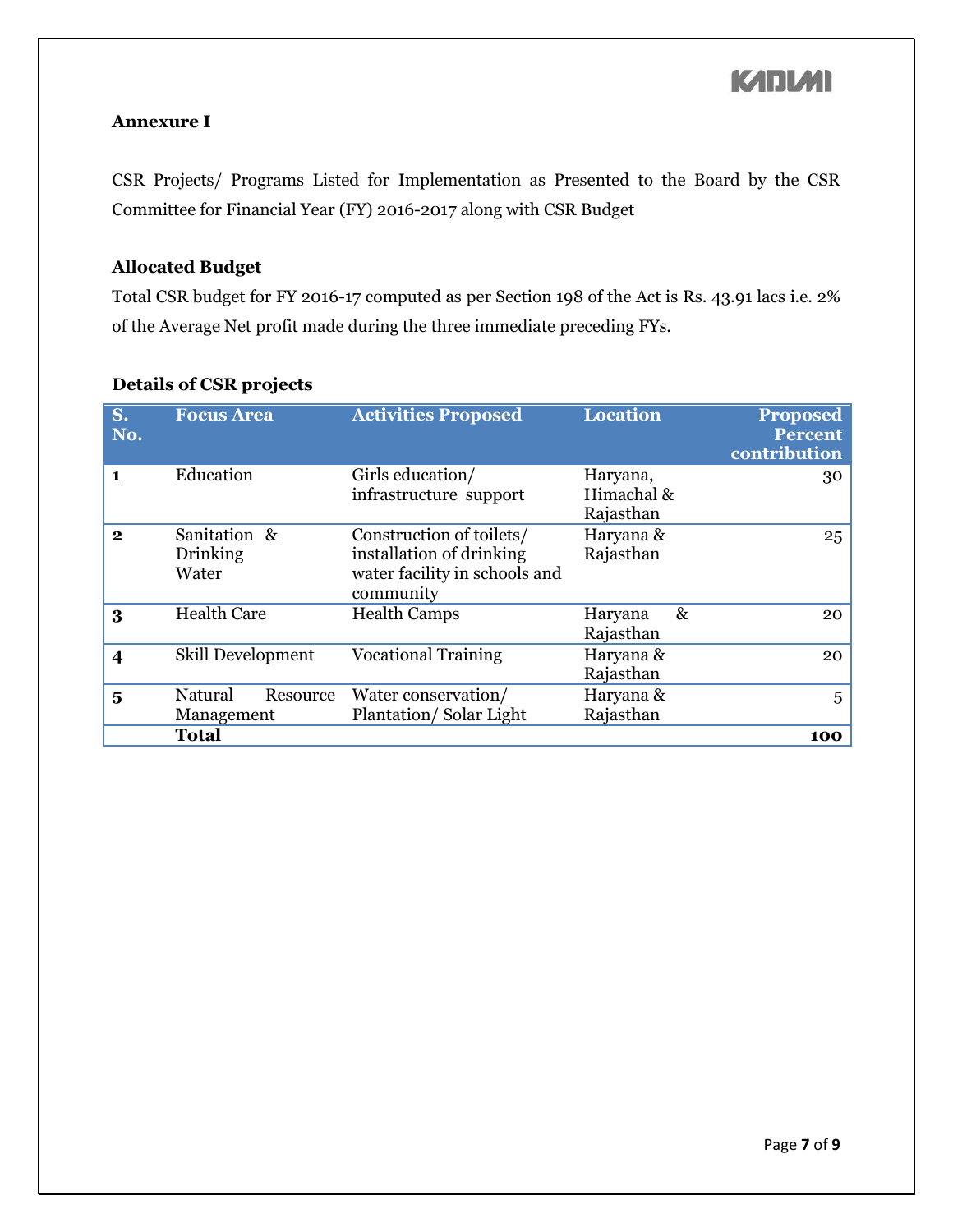## Annexure I

CSR Projects/ Programs Listed for Implementation as Presented to the Board by the CSR Committee for Financial Year (FY) 2016-2017 along with CSR Budget

### Allocated Budget

Total CSR budget for FY 2016-17 computed as per Section 198 of the Act is Rs. 43.91 lacs i.e. 2% of the Average Net profit made during the three immediate preceding FYs.

### Details of CSR projects

| S. No. | Focus Area | Activities Proposed | Location | Proposed Percent contribution |
|---|---|---|---|---|
| **1** | Education | Girls education/ infrastructure support | Haryana, Himachal & Rajasthan | 30 |
| **2** | Sanitation & Drinking Water | Construction of toilets/ installation of drinking water facility in schools and community | Haryana & Rajasthan | 25 |
| **3** | Health Care | Health Camps | Haryana & Rajasthan | 20 |
| **4** | Skill Development | Vocational Training | Haryana & Rajasthan | 20 |
| **5** | Natural Resource Management | Water conservation/ Plantation/ Solar Light | Haryana & Rajasthan | 5 |
| | **Total** | | | **100** |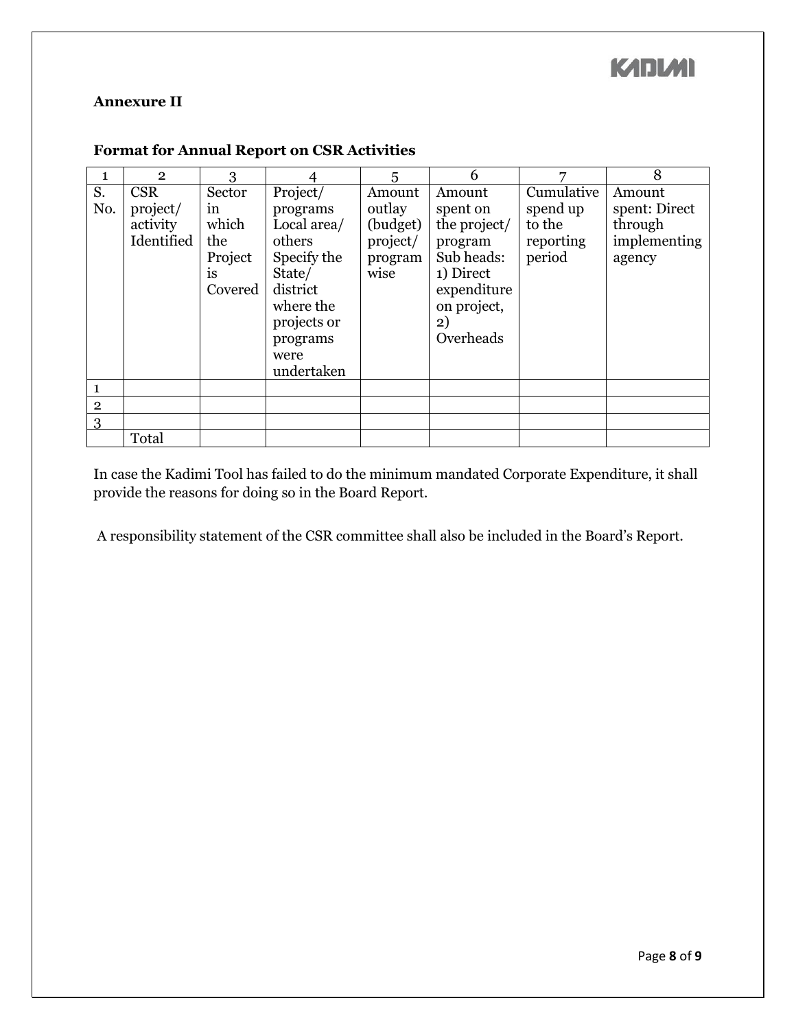**Annexure II**

**Format for Annual Report on CSR Activities**

| 1 | 2 | 3 | 4 | 5 | 6 | 7 | 8 |
|---|---|---|---|---|---|---|---|
| S. No. | CSR project/ activity Identified | Sector in which the Project is Covered | Project/ programs Local area/ others Specify the State/ district where the projects or programs were undertaken | Amount outlay (budget) project/ program wise | Amount spent on the project/ program Sub heads: 1) Direct expenditure on project, 2) Overheads | Cumulative spend up to the reporting period | Amount spent: Direct through implementing agency |
| 1 | | | | | | | |
| 2 | | | | | | | |
| 3 | | | | | | | |
| | Total | | | | | | |

In case the Kadimi Tool has failed to do the minimum mandated Corporate Expenditure, it shall provide the reasons for doing so in the Board Report.

A responsibility statement of the CSR committee shall also be included in the Board's Report.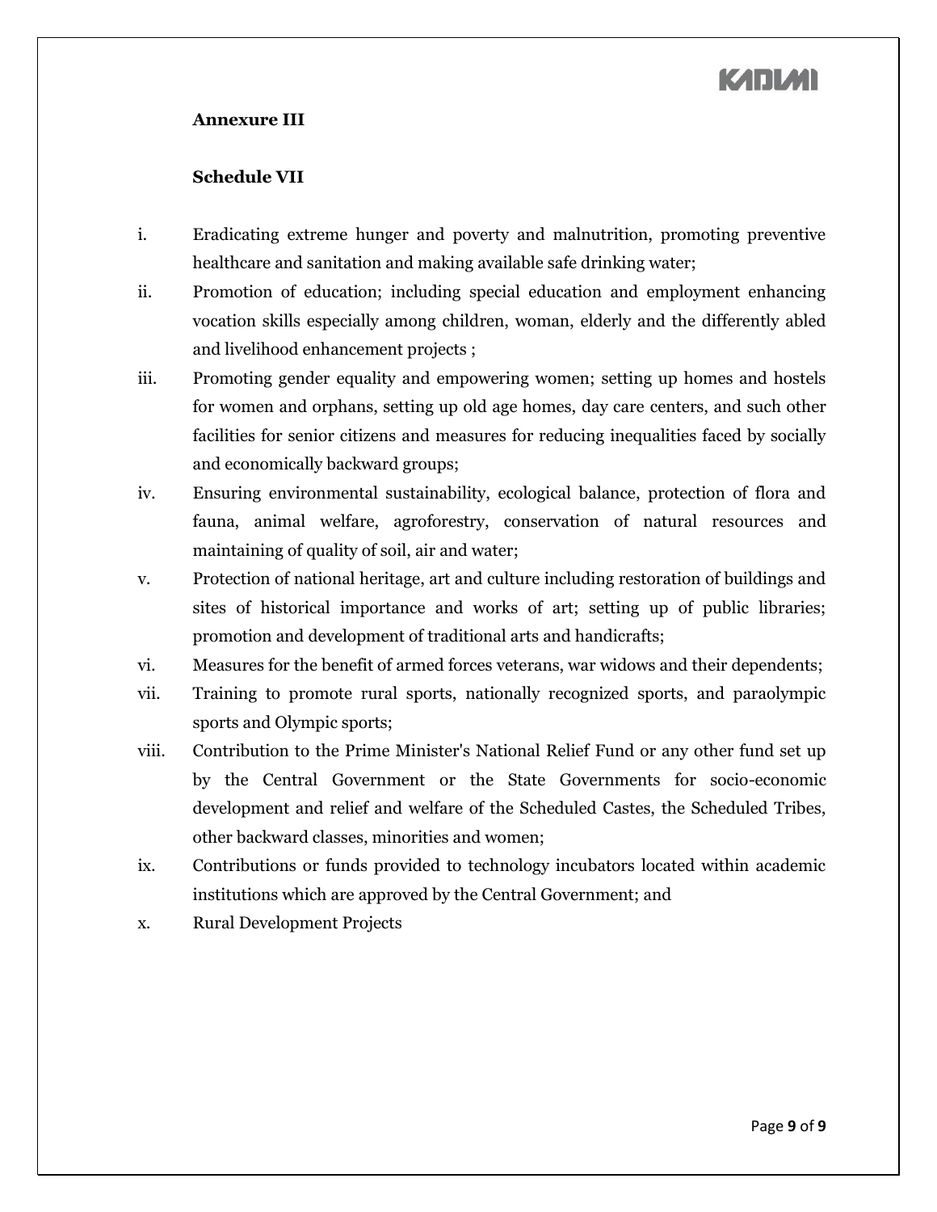**Annexure III**

**Schedule VII**

i. Eradicating extreme hunger and poverty and malnutrition, promoting preventive healthcare and sanitation and making available safe drinking water;

ii. Promotion of education; including special education and employment enhancing vocation skills especially among children, woman, elderly and the differently abled and livelihood enhancement projects ;

iii. Promoting gender equality and empowering women; setting up homes and hostels for women and orphans, setting up old age homes, day care centers, and such other facilities for senior citizens and measures for reducing inequalities faced by socially and economically backward groups;

iv. Ensuring environmental sustainability, ecological balance, protection of flora and fauna, animal welfare, agroforestry, conservation of natural resources and maintaining of quality of soil, air and water;

v. Protection of national heritage, art and culture including restoration of buildings and sites of historical importance and works of art; setting up of public libraries; promotion and development of traditional arts and handicrafts;

vi. Measures for the benefit of armed forces veterans, war widows and their dependents;

vii. Training to promote rural sports, nationally recognized sports, and paraolympic sports and Olympic sports;

viii. Contribution to the Prime Minister's National Relief Fund or any other fund set up by the Central Government or the State Governments for socio-economic development and relief and welfare of the Scheduled Castes, the Scheduled Tribes, other backward classes, minorities and women;

ix. Contributions or funds provided to technology incubators located within academic institutions which are approved by the Central Government; and

x. Rural Development Projects